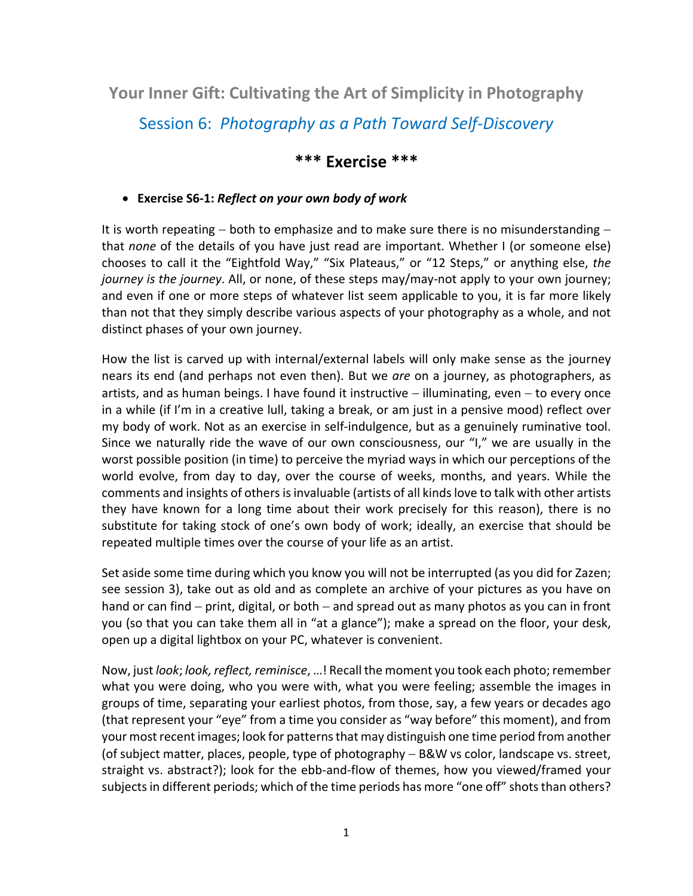# Your Inner Gift: Cultivating the Art of Simplicity in Photography

## Session 6: *Photography as a Path Toward Self-Discovery*

### *** Exercise ***

- **Exercise S6-1:** ***Reflect on your own body of work***

It is worth repeating – both to emphasize and to make sure there is no misunderstanding – that *none* of the details of you have just read are important. Whether I (or someone else) chooses to call it the "Eightfold Way," "Six Plateaus," or "12 Steps," or anything else, *the journey is the journey*. All, or none, of these steps may/may-not apply to your own journey; and even if one or more steps of whatever list seem applicable to you, it is far more likely than not that they simply describe various aspects of your photography as a whole, and not distinct phases of your own journey.

How the list is carved up with internal/external labels will only make sense as the journey nears its end (and perhaps not even then). But we *are* on a journey, as photographers, as artists, and as human beings. I have found it instructive – illuminating, even – to every once in a while (if I'm in a creative lull, taking a break, or am just in a pensive mood) reflect over my body of work. Not as an exercise in self-indulgence, but as a genuinely ruminative tool. Since we naturally ride the wave of our own consciousness, our "I," we are usually in the worst possible position (in time) to perceive the myriad ways in which our perceptions of the world evolve, from day to day, over the course of weeks, months, and years. While the comments and insights of others is invaluable (artists of all kinds love to talk with other artists they have known for a long time about their work precisely for this reason), there is no substitute for taking stock of one's own body of work; ideally, an exercise that should be repeated multiple times over the course of your life as an artist.

Set aside some time during which you know you will not be interrupted (as you did for Zazen; see session 3), take out as old and as complete an archive of your pictures as you have on hand or can find – print, digital, or both – and spread out as many photos as you can in front you (so that you can take them all in "at a glance"); make a spread on the floor, your desk, open up a digital lightbox on your PC, whatever is convenient.

Now, just *look*; *look, reflect, reminisce*, …! Recall the moment you took each photo; remember what you were doing, who you were with, what you were feeling; assemble the images in groups of time, separating your earliest photos, from those, say, a few years or decades ago (that represent your "eye" from a time you consider as "way before" this moment), and from your most recent images; look for patterns that may distinguish one time period from another (of subject matter, places, people, type of photography – B&W vs color, landscape vs. street, straight vs. abstract?); look for the ebb-and-flow of themes, how you viewed/framed your subjects in different periods; which of the time periods has more "one off" shots than others?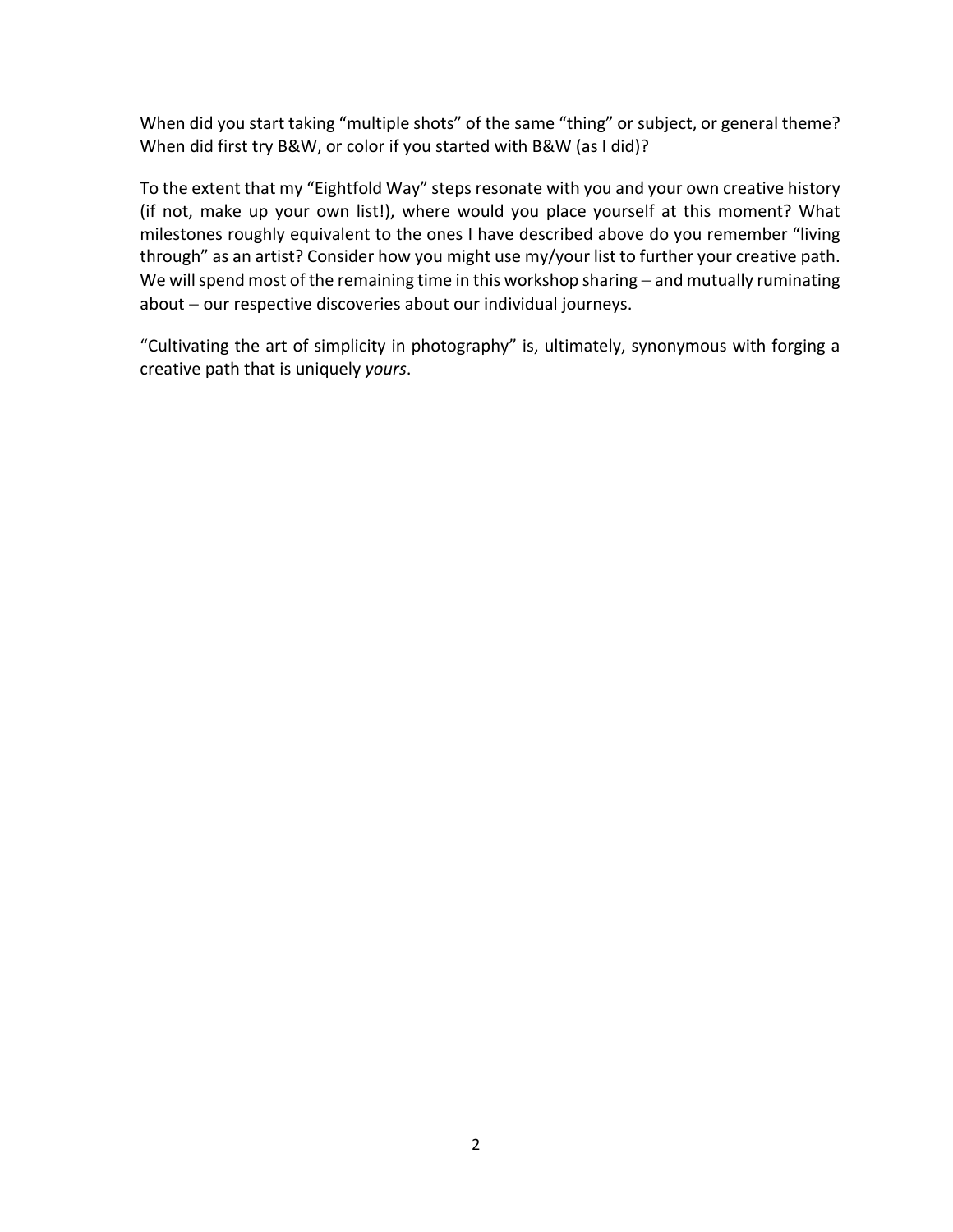When did you start taking "multiple shots" of the same "thing" or subject, or general theme? When did first try B&W, or color if you started with B&W (as I did)?

To the extent that my "Eightfold Way" steps resonate with you and your own creative history (if not, make up your own list!), where would you place yourself at this moment? What milestones roughly equivalent to the ones I have described above do you remember "living through" as an artist? Consider how you might use my/your list to further your creative path. We will spend most of the remaining time in this workshop sharing – and mutually ruminating about – our respective discoveries about our individual journeys.

"Cultivating the art of simplicity in photography" is, ultimately, synonymous with forging a creative path that is uniquely *yours*.